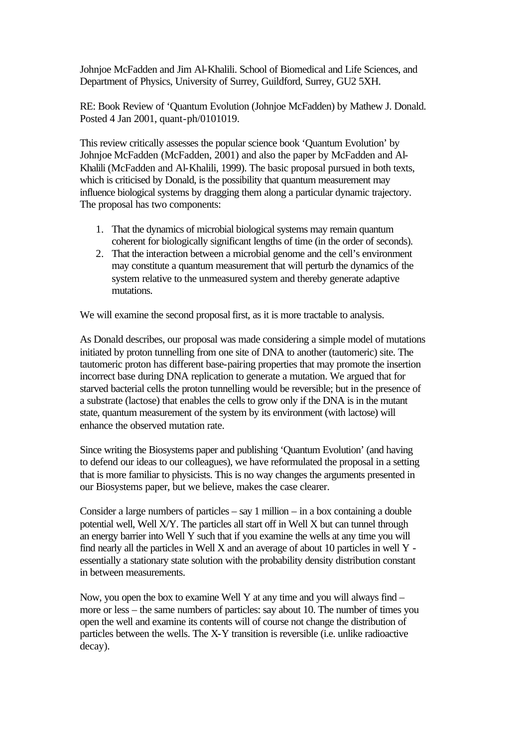Johnjoe McFadden and Jim Al-Khalili. School of Biomedical and Life Sciences, and Department of Physics, University of Surrey, Guildford, Surrey, GU2 5XH.

RE: Book Review of 'Quantum Evolution (Johnjoe McFadden) by Mathew J. Donald. Posted 4 Jan 2001, quant-ph/0101019.

This review critically assesses the popular science book 'Quantum Evolution' by Johnjoe McFadden (McFadden, 2001) and also the paper by McFadden and Al-Khalili (McFadden and Al-Khalili, 1999). The basic proposal pursued in both texts, which is criticised by Donald, is the possibility that quantum measurement may influence biological systems by dragging them along a particular dynamic trajectory. The proposal has two components:

1. That the dynamics of microbial biological systems may remain quantum coherent for biologically significant lengths of time (in the order of seconds).
2. That the interaction between a microbial genome and the cell's environment may constitute a quantum measurement that will perturb the dynamics of the system relative to the unmeasured system and thereby generate adaptive mutations.

We will examine the second proposal first, as it is more tractable to analysis.

As Donald describes, our proposal was made considering a simple model of mutations initiated by proton tunnelling from one site of DNA to another (tautomeric) site. The tautomeric proton has different base-pairing properties that may promote the insertion incorrect base during DNA replication to generate a mutation. We argued that for starved bacterial cells the proton tunnelling would be reversible; but in the presence of a substrate (lactose) that enables the cells to grow only if the DNA is in the mutant state, quantum measurement of the system by its environment (with lactose) will enhance the observed mutation rate.

Since writing the Biosystems paper and publishing 'Quantum Evolution' (and having to defend our ideas to our colleagues), we have reformulated the proposal in a setting that is more familiar to physicists. This is no way changes the arguments presented in our Biosystems paper, but we believe, makes the case clearer.

Consider a large numbers of particles – say 1 million – in a box containing a double potential well, Well X/Y. The particles all start off in Well X but can tunnel through an energy barrier into Well Y such that if you examine the wells at any time you will find nearly all the particles in Well X and an average of about 10 particles in well Y - essentially a stationary state solution with the probability density distribution constant in between measurements.

Now, you open the box to examine Well Y at any time and you will always find – more or less – the same numbers of particles: say about 10. The number of times you open the well and examine its contents will of course not change the distribution of particles between the wells. The X-Y transition is reversible (i.e. unlike radioactive decay).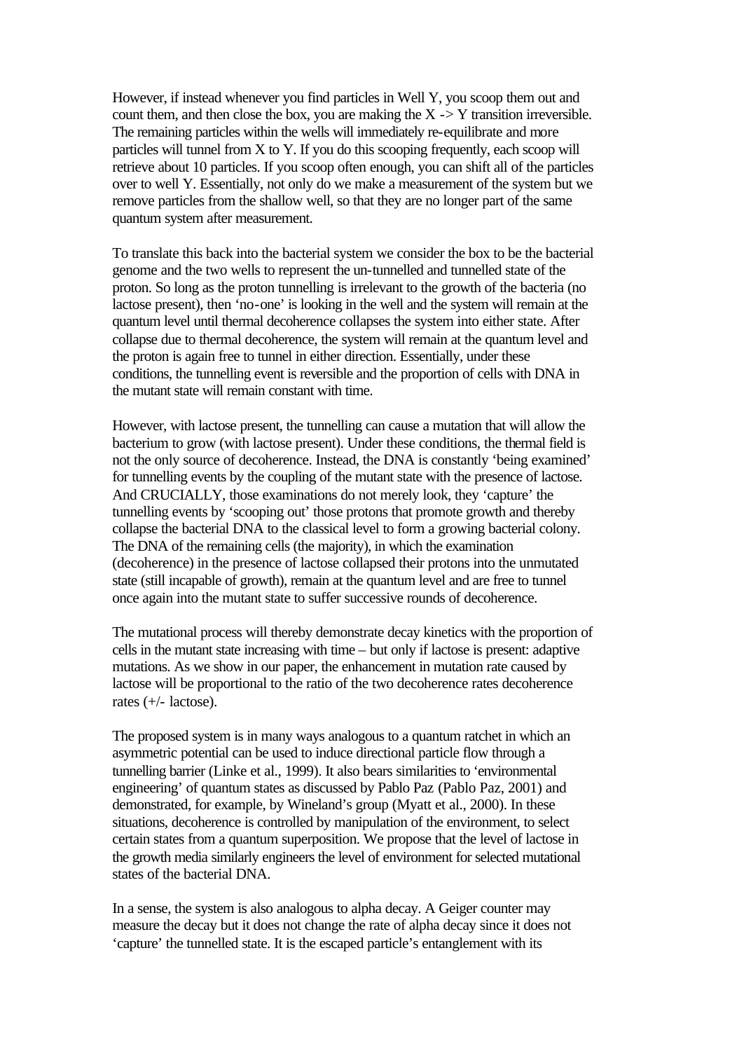However, if instead whenever you find particles in Well Y, you scoop them out and count them, and then close the box, you are making the X -> Y transition irreversible. The remaining particles within the wells will immediately re-equilibrate and more particles will tunnel from X to Y. If you do this scooping frequently, each scoop will retrieve about 10 particles. If you scoop often enough, you can shift all of the particles over to well Y. Essentially, not only do we make a measurement of the system but we remove particles from the shallow well, so that they are no longer part of the same quantum system after measurement.

To translate this back into the bacterial system we consider the box to be the bacterial genome and the two wells to represent the un-tunnelled and tunnelled state of the proton. So long as the proton tunnelling is irrelevant to the growth of the bacteria (no lactose present), then 'no-one' is looking in the well and the system will remain at the quantum level until thermal decoherence collapses the system into either state. After collapse due to thermal decoherence, the system will remain at the quantum level and the proton is again free to tunnel in either direction. Essentially, under these conditions, the tunnelling event is reversible and the proportion of cells with DNA in the mutant state will remain constant with time.

However, with lactose present, the tunnelling can cause a mutation that will allow the bacterium to grow (with lactose present). Under these conditions, the thermal field is not the only source of decoherence. Instead, the DNA is constantly 'being examined' for tunnelling events by the coupling of the mutant state with the presence of lactose. And CRUCIALLY, those examinations do not merely look, they 'capture' the tunnelling events by 'scooping out' those protons that promote growth and thereby collapse the bacterial DNA to the classical level to form a growing bacterial colony. The DNA of the remaining cells (the majority), in which the examination (decoherence) in the presence of lactose collapsed their protons into the unmutated state (still incapable of growth), remain at the quantum level and are free to tunnel once again into the mutant state to suffer successive rounds of decoherence.

The mutational process will thereby demonstrate decay kinetics with the proportion of cells in the mutant state increasing with time – but only if lactose is present: adaptive mutations. As we show in our paper, the enhancement in mutation rate caused by lactose will be proportional to the ratio of the two decoherence rates decoherence rates (+/- lactose).

The proposed system is in many ways analogous to a quantum ratchet in which an asymmetric potential can be used to induce directional particle flow through a tunnelling barrier (Linke et al., 1999). It also bears similarities to 'environmental engineering' of quantum states as discussed by Pablo Paz (Pablo Paz, 2001) and demonstrated, for example, by Wineland's group (Myatt et al., 2000). In these situations, decoherence is controlled by manipulation of the environment, to select certain states from a quantum superposition. We propose that the level of lactose in the growth media similarly engineers the level of environment for selected mutational states of the bacterial DNA.

In a sense, the system is also analogous to alpha decay. A Geiger counter may measure the decay but it does not change the rate of alpha decay since it does not 'capture' the tunnelled state. It is the escaped particle's entanglement with its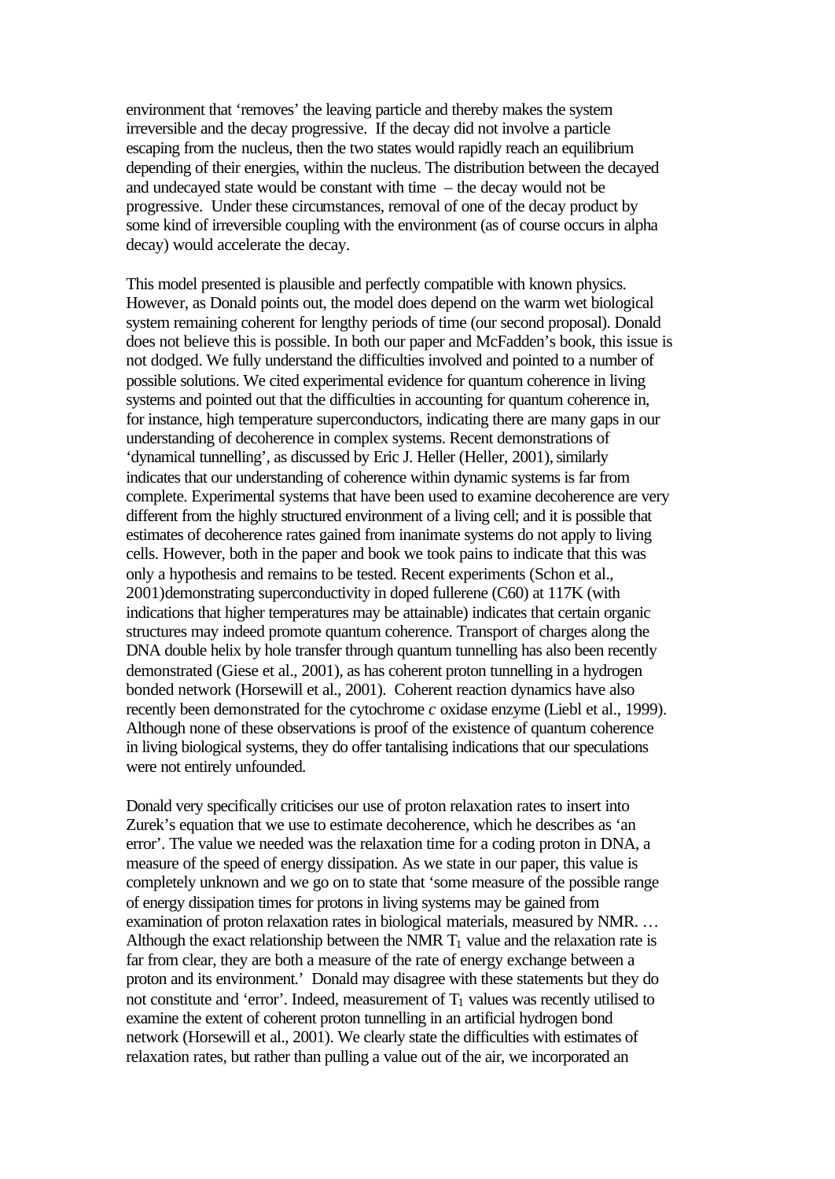environment that 'removes' the leaving particle and thereby makes the system irreversible and the decay progressive. If the decay did not involve a particle escaping from the nucleus, then the two states would rapidly reach an equilibrium depending of their energies, within the nucleus. The distribution between the decayed and undecayed state would be constant with time – the decay would not be progressive. Under these circumstances, removal of one of the decay product by some kind of irreversible coupling with the environment (as of course occurs in alpha decay) would accelerate the decay.

This model presented is plausible and perfectly compatible with known physics. However, as Donald points out, the model does depend on the warm wet biological system remaining coherent for lengthy periods of time (our second proposal). Donald does not believe this is possible. In both our paper and McFadden's book, this issue is not dodged. We fully understand the difficulties involved and pointed to a number of possible solutions. We cited experimental evidence for quantum coherence in living systems and pointed out that the difficulties in accounting for quantum coherence in, for instance, high temperature superconductors, indicating there are many gaps in our understanding of decoherence in complex systems. Recent demonstrations of 'dynamical tunnelling', as discussed by Eric J. Heller (Heller, 2001), similarly indicates that our understanding of coherence within dynamic systems is far from complete. Experimental systems that have been used to examine decoherence are very different from the highly structured environment of a living cell; and it is possible that estimates of decoherence rates gained from inanimate systems do not apply to living cells. However, both in the paper and book we took pains to indicate that this was only a hypothesis and remains to be tested. Recent experiments (Schon et al., 2001)demonstrating superconductivity in doped fullerene (C60) at 117K (with indications that higher temperatures may be attainable) indicates that certain organic structures may indeed promote quantum coherence. Transport of charges along the DNA double helix by hole transfer through quantum tunnelling has also been recently demonstrated (Giese et al., 2001), as has coherent proton tunnelling in a hydrogen bonded network (Horsewill et al., 2001). Coherent reaction dynamics have also recently been demonstrated for the cytochrome *c* oxidase enzyme (Liebl et al., 1999). Although none of these observations is proof of the existence of quantum coherence in living biological systems, they do offer tantalising indications that our speculations were not entirely unfounded.

Donald very specifically criticises our use of proton relaxation rates to insert into Zurek's equation that we use to estimate decoherence, which he describes as 'an error'. The value we needed was the relaxation time for a coding proton in DNA, a measure of the speed of energy dissipation. As we state in our paper, this value is completely unknown and we go on to state that 'some measure of the possible range of energy dissipation times for protons in living systems may be gained from examination of proton relaxation rates in biological materials, measured by NMR. … Although the exact relationship between the NMR $T_1$ value and the relaxation rate is far from clear, they are both a measure of the rate of energy exchange between a proton and its environment.' Donald may disagree with these statements but they do not constitute and 'error'. Indeed, measurement of $T_1$ values was recently utilised to examine the extent of coherent proton tunnelling in an artificial hydrogen bond network (Horsewill et al., 2001). We clearly state the difficulties with estimates of relaxation rates, but rather than pulling a value out of the air, we incorporated an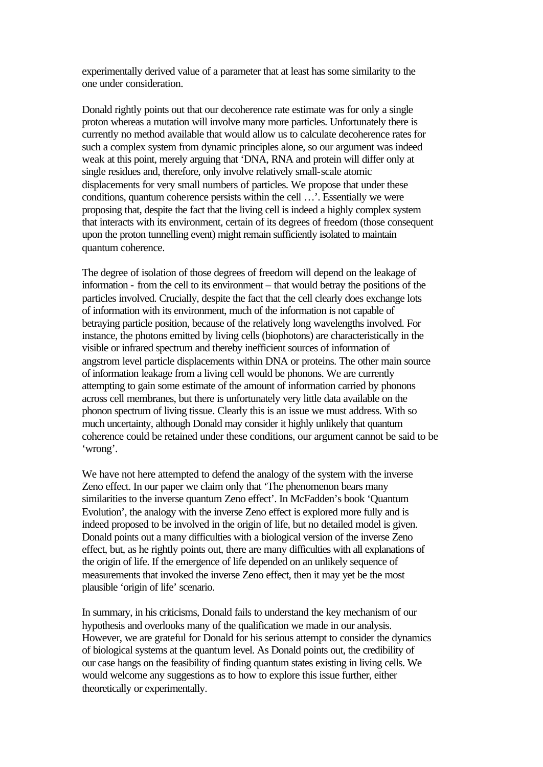experimentally derived value of a parameter that at least has some similarity to the one under consideration.

Donald rightly points out that our decoherence rate estimate was for only a single proton whereas a mutation will involve many more particles. Unfortunately there is currently no method available that would allow us to calculate decoherence rates for such a complex system from dynamic principles alone, so our argument was indeed weak at this point, merely arguing that 'DNA, RNA and protein will differ only at single residues and, therefore, only involve relatively small-scale atomic displacements for very small numbers of particles. We propose that under these conditions, quantum coherence persists within the cell …'. Essentially we were proposing that, despite the fact that the living cell is indeed a highly complex system that interacts with its environment, certain of its degrees of freedom (those consequent upon the proton tunnelling event) might remain sufficiently isolated to maintain quantum coherence.

The degree of isolation of those degrees of freedom will depend on the leakage of information - from the cell to its environment – that would betray the positions of the particles involved. Crucially, despite the fact that the cell clearly does exchange lots of information with its environment, much of the information is not capable of betraying particle position, because of the relatively long wavelengths involved. For instance, the photons emitted by living cells (biophotons) are characteristically in the visible or infrared spectrum and thereby inefficient sources of information of angstrom level particle displacements within DNA or proteins. The other main source of information leakage from a living cell would be phonons. We are currently attempting to gain some estimate of the amount of information carried by phonons across cell membranes, but there is unfortunately very little data available on the phonon spectrum of living tissue. Clearly this is an issue we must address. With so much uncertainty, although Donald may consider it highly unlikely that quantum coherence could be retained under these conditions, our argument cannot be said to be 'wrong'.

We have not here attempted to defend the analogy of the system with the inverse Zeno effect. In our paper we claim only that 'The phenomenon bears many similarities to the inverse quantum Zeno effect'. In McFadden's book 'Quantum Evolution', the analogy with the inverse Zeno effect is explored more fully and is indeed proposed to be involved in the origin of life, but no detailed model is given. Donald points out a many difficulties with a biological version of the inverse Zeno effect, but, as he rightly points out, there are many difficulties with all explanations of the origin of life. If the emergence of life depended on an unlikely sequence of measurements that invoked the inverse Zeno effect, then it may yet be the most plausible 'origin of life' scenario.

In summary, in his criticisms, Donald fails to understand the key mechanism of our hypothesis and overlooks many of the qualification we made in our analysis. However, we are grateful for Donald for his serious attempt to consider the dynamics of biological systems at the quantum level. As Donald points out, the credibility of our case hangs on the feasibility of finding quantum states existing in living cells. We would welcome any suggestions as to how to explore this issue further, either theoretically or experimentally.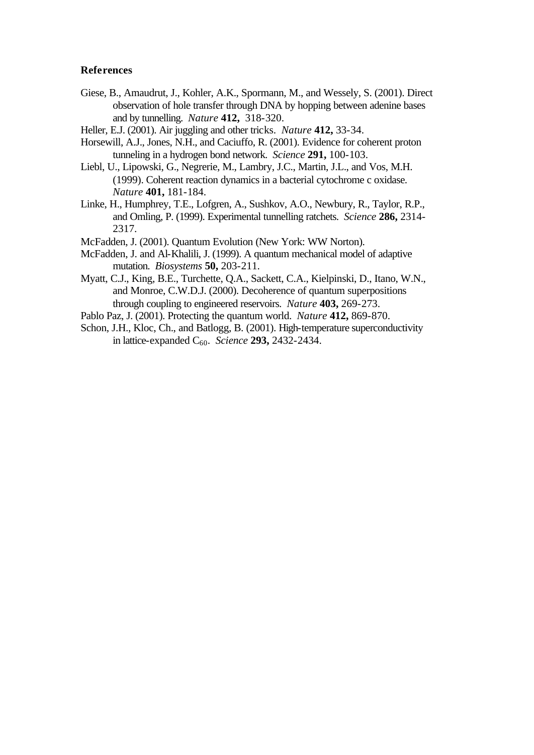### References

Giese, B., Amaudrut, J., Kohler, A.K., Spormann, M., and Wessely, S. (2001). Direct observation of hole transfer through DNA by hopping between adenine bases and by tunnelling. *Nature* **412,** 318-320.

Heller, E.J. (2001). Air juggling and other tricks. *Nature* **412,** 33-34.

Horsewill, A.J., Jones, N.H., and Caciuffo, R. (2001). Evidence for coherent proton tunneling in a hydrogen bond network. *Science* **291,** 100-103.

Liebl, U., Lipowski, G., Negrerie, M., Lambry, J.C., Martin, J.L., and Vos, M.H. (1999). Coherent reaction dynamics in a bacterial cytochrome c oxidase. *Nature* **401,** 181-184.

Linke, H., Humphrey, T.E., Lofgren, A., Sushkov, A.O., Newbury, R., Taylor, R.P., and Omling, P. (1999). Experimental tunnelling ratchets. *Science* **286,** 2314-2317.

McFadden, J. (2001). Quantum Evolution (New York: WW Norton).

McFadden, J. and Al-Khalili, J. (1999). A quantum mechanical model of adaptive mutation. *Biosystems* **50,** 203-211.

Myatt, C.J., King, B.E., Turchette, Q.A., Sackett, C.A., Kielpinski, D., Itano, W.N., and Monroe, C.W.D.J. (2000). Decoherence of quantum superpositions through coupling to engineered reservoirs. *Nature* **403,** 269-273.

Pablo Paz, J. (2001). Protecting the quantum world. *Nature* **412,** 869-870.

Schon, J.H., Kloc, Ch., and Batlogg, B. (2001). High-temperature superconductivity in lattice-expanded $C_{60}$. *Science* **293,** 2432-2434.